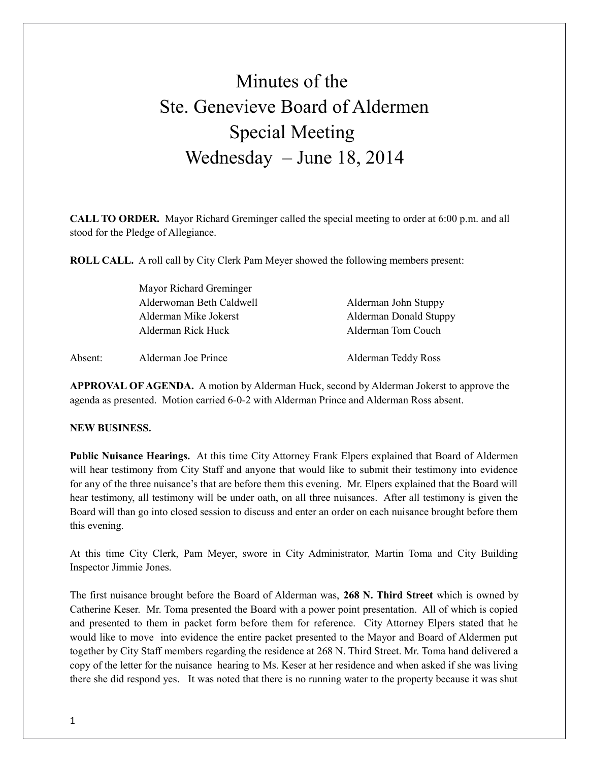# Minutes of the Ste. Genevieve Board of Aldermen Special Meeting Wednesday – June 18, 2014

**CALL TO ORDER.** Mayor Richard Greminger called the special meeting to order at 6:00 p.m. and all stood for the Pledge of Allegiance.

**ROLL CALL.** A roll call by City Clerk Pam Meyer showed the following members present:

Mayor Richard Greminger
Alderwoman Beth Caldwell
Alderman Mike Jokerst
Alderman Rick Huck
Alderman John Stuppy
Alderman Donald Stuppy
Alderman Tom Couch

Absent: Alderman Joe Prince, Alderman Teddy Ross

**APPROVAL OF AGENDA.** A motion by Alderman Huck, second by Alderman Jokerst to approve the agenda as presented. Motion carried 6-0-2 with Alderman Prince and Alderman Ross absent.

**NEW BUSINESS.**

**Public Nuisance Hearings.** At this time City Attorney Frank Elpers explained that Board of Aldermen will hear testimony from City Staff and anyone that would like to submit their testimony into evidence for any of the three nuisance's that are before them this evening. Mr. Elpers explained that the Board will hear testimony, all testimony will be under oath, on all three nuisances. After all testimony is given the Board will than go into closed session to discuss and enter an order on each nuisance brought before them this evening.

At this time City Clerk, Pam Meyer, swore in City Administrator, Martin Toma and City Building Inspector Jimmie Jones.

The first nuisance brought before the Board of Alderman was, **268 N. Third Street** which is owned by Catherine Keser. Mr. Toma presented the Board with a power point presentation. All of which is copied and presented to them in packet form before them for reference. City Attorney Elpers stated that he would like to move into evidence the entire packet presented to the Mayor and Board of Aldermen put together by City Staff members regarding the residence at 268 N. Third Street. Mr. Toma hand delivered a copy of the letter for the nuisance hearing to Ms. Keser at her residence and when asked if she was living there she did respond yes. It was noted that there is no running water to the property because it was shut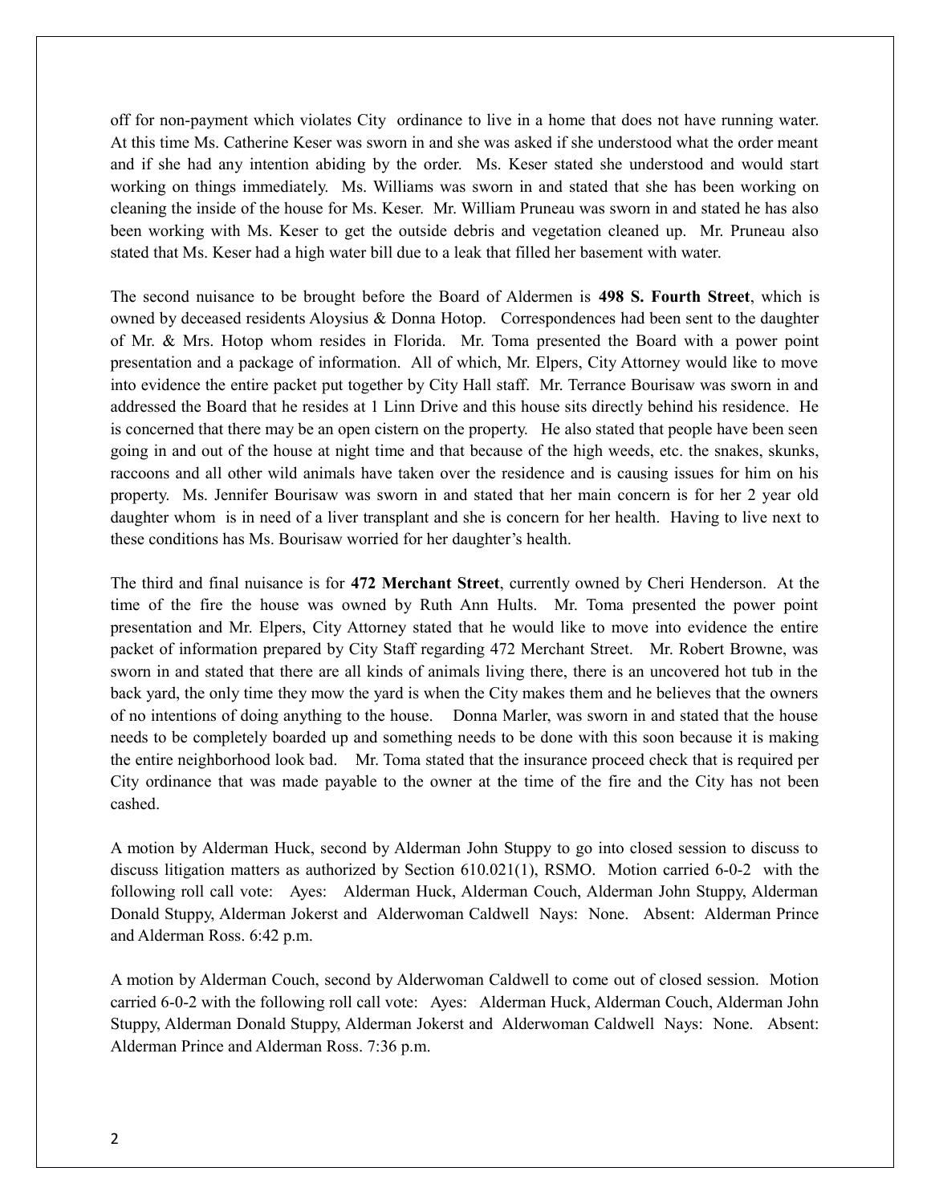off for non-payment which violates City ordinance to live in a home that does not have running water. At this time Ms. Catherine Keser was sworn in and she was asked if she understood what the order meant and if she had any intention abiding by the order. Ms. Keser stated she understood and would start working on things immediately. Ms. Williams was sworn in and stated that she has been working on cleaning the inside of the house for Ms. Keser. Mr. William Pruneau was sworn in and stated he has also been working with Ms. Keser to get the outside debris and vegetation cleaned up. Mr. Pruneau also stated that Ms. Keser had a high water bill due to a leak that filled her basement with water.

The second nuisance to be brought before the Board of Aldermen is **498 S. Fourth Street**, which is owned by deceased residents Aloysius & Donna Hotop. Correspondences had been sent to the daughter of Mr. & Mrs. Hotop whom resides in Florida. Mr. Toma presented the Board with a power point presentation and a package of information. All of which, Mr. Elpers, City Attorney would like to move into evidence the entire packet put together by City Hall staff. Mr. Terrance Bourisaw was sworn in and addressed the Board that he resides at 1 Linn Drive and this house sits directly behind his residence. He is concerned that there may be an open cistern on the property. He also stated that people have been seen going in and out of the house at night time and that because of the high weeds, etc. the snakes, skunks, raccoons and all other wild animals have taken over the residence and is causing issues for him on his property. Ms. Jennifer Bourisaw was sworn in and stated that her main concern is for her 2 year old daughter whom is in need of a liver transplant and she is concern for her health. Having to live next to these conditions has Ms. Bourisaw worried for her daughter's health.

The third and final nuisance is for **472 Merchant Street**, currently owned by Cheri Henderson. At the time of the fire the house was owned by Ruth Ann Hults. Mr. Toma presented the power point presentation and Mr. Elpers, City Attorney stated that he would like to move into evidence the entire packet of information prepared by City Staff regarding 472 Merchant Street. Mr. Robert Browne, was sworn in and stated that there are all kinds of animals living there, there is an uncovered hot tub in the back yard, the only time they mow the yard is when the City makes them and he believes that the owners of no intentions of doing anything to the house. Donna Marler, was sworn in and stated that the house needs to be completely boarded up and something needs to be done with this soon because it is making the entire neighborhood look bad. Mr. Toma stated that the insurance proceed check that is required per City ordinance that was made payable to the owner at the time of the fire and the City has not been cashed.

A motion by Alderman Huck, second by Alderman John Stuppy to go into closed session to discuss to discuss litigation matters as authorized by Section 610.021(1), RSMO. Motion carried 6-0-2 with the following roll call vote: Ayes: Alderman Huck, Alderman Couch, Alderman John Stuppy, Alderman Donald Stuppy, Alderman Jokerst and Alderwoman Caldwell Nays: None. Absent: Alderman Prince and Alderman Ross. 6:42 p.m.

A motion by Alderman Couch, second by Alderwoman Caldwell to come out of closed session. Motion carried 6-0-2 with the following roll call vote: Ayes: Alderman Huck, Alderman Couch, Alderman John Stuppy, Alderman Donald Stuppy, Alderman Jokerst and Alderwoman Caldwell Nays: None. Absent: Alderman Prince and Alderman Ross. 7:36 p.m.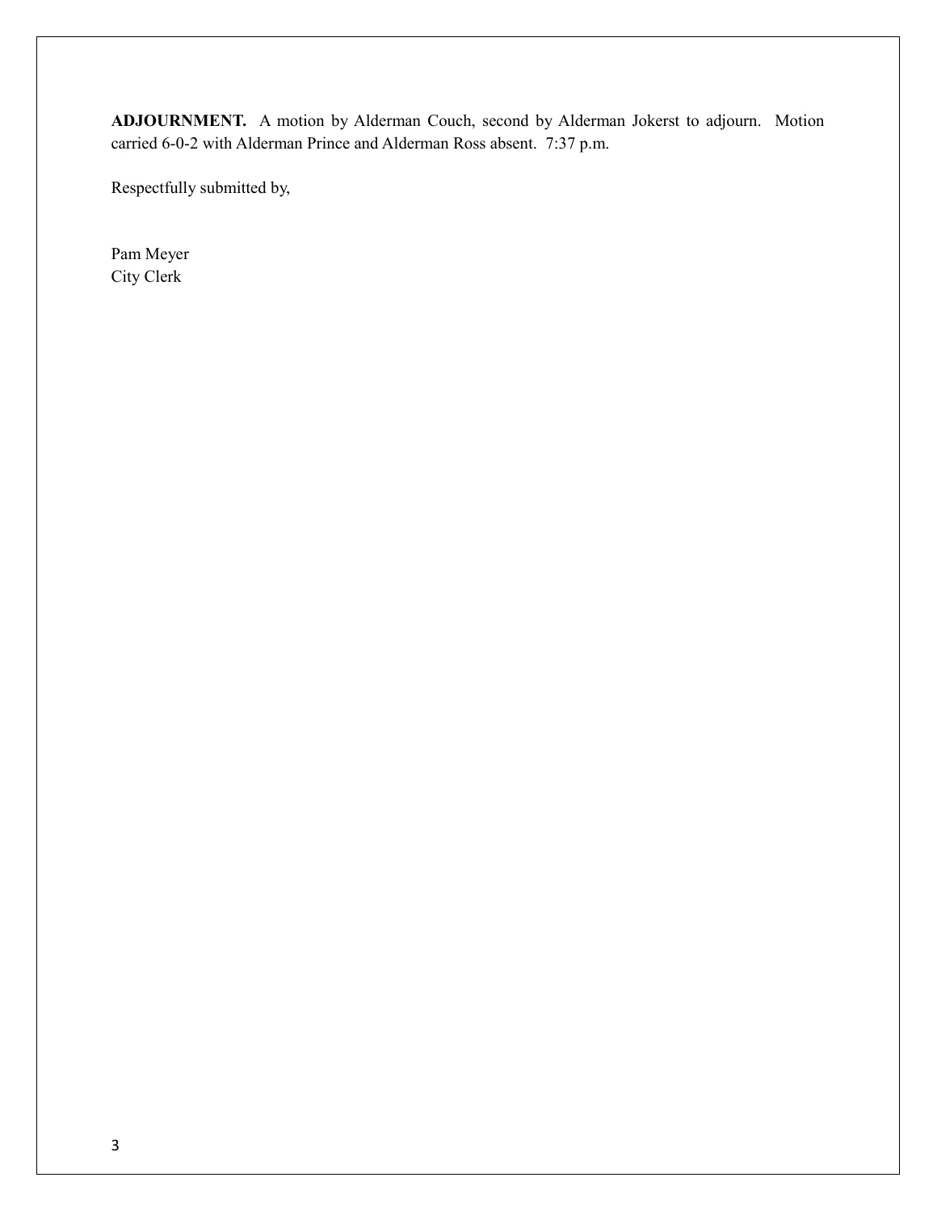**ADJOURNMENT.** A motion by Alderman Couch, second by Alderman Jokerst to adjourn. Motion carried 6-0-2 with Alderman Prince and Alderman Ross absent. 7:37 p.m.

Respectfully submitted by,

Pam Meyer
City Clerk